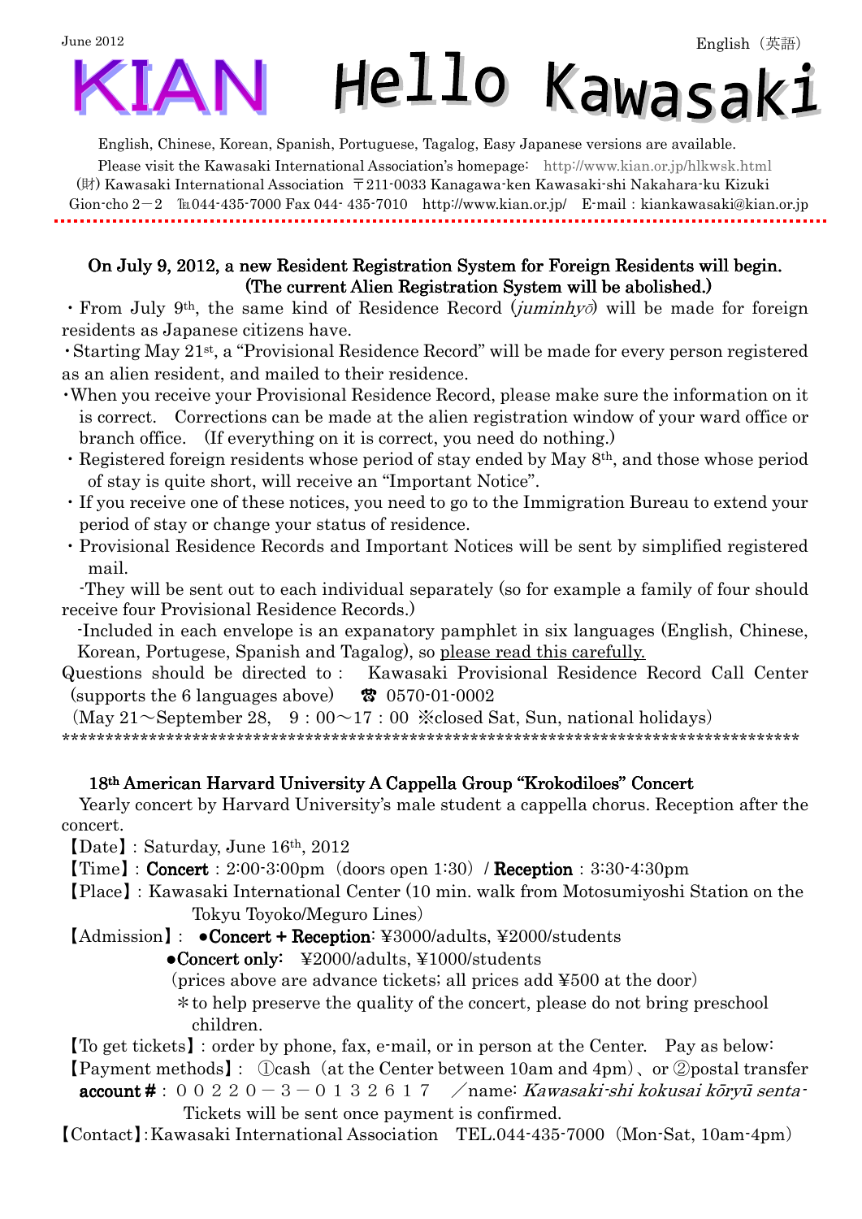June 2012 English（英語）

# KIAN Hello Kawasaki

English, Chinese, Korean, Spanish, Portuguese, Tagalog, Easy Japanese versions are available.

Please visit the Kawasaki International Association's homepage: http://www.kian.or.jp/hlkwsk.html

(財) Kawasaki International Association 〒211-0033 Kanagawa-ken Kawasaki-shi Nakahara-ku Kizuki Gion-cho 2－2 ℡044-435-7000 Fax 044- 435-7010 http://www.kian.or.jp/ E-mail：kiankawasaki@kian.or.jp

## On July 9, 2012, a new Resident Registration System for Foreign Residents will begin. (The current Alien Registration System will be abolished.)

・From July 9th, the same kind of Residence Record (*juminhyō*) will be made for foreign residents as Japanese citizens have.

・Starting May 21st, a "Provisional Residence Record" will be made for every person registered as an alien resident, and mailed to their residence.

・When you receive your Provisional Residence Record, please make sure the information on it is correct. Corrections can be made at the alien registration window of your ward office or branch office. (If everything on it is correct, you need do nothing.)

・Registered foreign residents whose period of stay ended by May 8th, and those whose period of stay is quite short, will receive an "Important Notice".

・If you receive one of these notices, you need to go to the Immigration Bureau to extend your period of stay or change your status of residence.

・Provisional Residence Records and Important Notices will be sent by simplified registered mail.

-They will be sent out to each individual separately (so for example a family of four should receive four Provisional Residence Records.)

-Included in each envelope is an expanatory pamphlet in six languages (English, Chinese, Korean, Portugese, Spanish and Tagalog), so please read this carefully.

Questions should be directed to： Kawasaki Provisional Residence Record Call Center (supports the 6 languages above) ☎ 0570-01-0002

(May 21～September 28, 9：00～17：00 ※closed Sat, Sun, national holidays)

*****************************************************************************************

## 18th American Harvard University A Cappella Group "Krokodiloes" Concert

Yearly concert by Harvard University's male student a cappella chorus. Reception after the concert.

【Date】: Saturday, June 16th, 2012

【Time】: **Concert**：2:00-3:00pm（doors open 1:30）/ **Reception**：3:30-4:30pm

【Place】: Kawasaki International Center (10 min. walk from Motosumiyoshi Station on the Tokyu Toyoko/Meguro Lines)

【Admission】: ●**Concert + Reception**: ¥3000/adults, ¥2000/students

●**Concert only**: ¥2000/adults, ¥1000/students

(prices above are advance tickets; all prices add ¥500 at the door)

＊to help preserve the quality of the concert, please do not bring preschool children.

【To get tickets】: order by phone, fax, e-mail, or in person at the Center. Pay as below:

【Payment methods】: ①cash（at the Center between 10am and 4pm）、or ②postal transfer **account #**：００２２０－３－０１３２６１７ ／name: *Kawasaki-shi kokusai kōryū senta-*

Tickets will be sent once payment is confirmed.

【Contact】: Kawasaki International Association TEL.044-435-7000（Mon-Sat, 10am-4pm）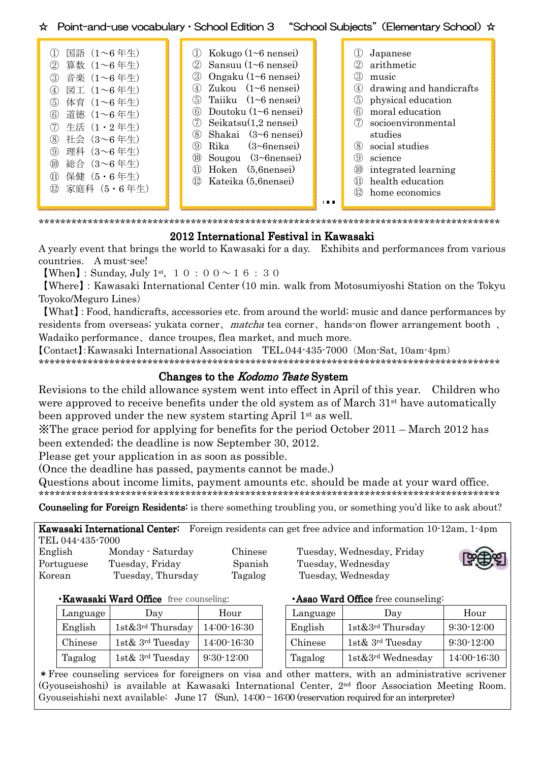## ☆ Point-and-use vocabulary・School Edition 3 "School Subjects" (Elementary School) ☆

| | | |
|---|---|---|
| ① 国語（1～6 年生） | ① Kokugo (1~6 nensei) | ① Japanese |
| ② 算数（1～6 年生） | ② Sansuu (1~6 nensei) | ② arithmetic |
| ③ 音楽（1～6 年生） | ③ Ongaku (1~6 nensei) | ③ music |
| ④ 図工（1～6 年生） | ④ Zukou (1~6 nensei) | ④ drawing and handicrafts |
| ⑤ 体育（1～6 年生） | ⑤ Taiiku (1~6 nensei) | ⑤ physical education |
| ⑥ 道徳（1～6 年生） | ⑥ Doutoku (1~6 nensei) | ⑥ moral education |
| ⑦ 生活（1・2 年生） | ⑦ Seikatsu(1,2 nensei) | ⑦ socioenvironmental studies |
| ⑧ 社会（3～6 年生） | ⑧ Shakai (3~6 nensei) | ⑧ social studies |
| ⑨ 理科（3～6 年生） | ⑨ Rika (3~6nensei) | ⑨ science |
| ⑩ 総合（3～6 年生） | ⑩ Sougou (3~6nensei) | ⑩ integrated learning |
| ⑪ 保健（5・6 年生） | ⑪ Hoken (5,6nensei) | ⑪ health education |
| ⑫ 家庭科（5・6 年生） | ⑫ Kateika (5,6nensei) | ⑫ home economics |

*****************************************************************************************

## 2012 International Festival in Kawasaki

A yearly event that brings the world to Kawasaki for a day. Exhibits and performances from various countries. A must-see!

【When】: Sunday, July 1st, １０：００～１６：３０

【Where】: Kawasaki International Center (10 min. walk from Motosumiyoshi Station on the Tokyu Toyoko/Meguro Lines)

【What】: Food, handicrafts, accessories etc. from around the world; music and dance performances by residents from overseas; yukata corner、*matcha* tea corner、hands-on flower arrangement booth 、Wadaiko performance、dance troupes, flea market, and much more.

【Contact】: Kawasaki International Association TEL.044-435-7000 (Mon-Sat, 10am-4pm)

*****************************************************************************************

## Changes to the *Kodomo Teate* System

Revisions to the child allowance system went into effect in April of this year. Children who were approved to receive benefits under the old system as of March 31st have automatically been approved under the new system starting April 1st as well.

※The grace period for applying for benefits for the period October 2011 – March 2012 has been extended; the deadline is now September 30, 2012.

Please get your application in as soon as possible.

(Once the deadline has passed, payments cannot be made.)

Questions about income limits, payment amounts etc. should be made at your ward office.

*****************************************************************************************

**Counseling for Foreign Residents:** is there something troubling you, or something you'd like to ask about?

**Kawasaki International Center:** Foreign residents can get free advice and information 10-12am, 1-4pm
TEL 044-435-7000

| | | | |
|---|---|---|---|
| English | Monday - Saturday | Chinese | Tuesday, Wednesday, Friday |
| Portuguese | Tuesday, Friday | Spanish | Tuesday, Wednesday |
| Korean | Tuesday, Thursday | Tagalog | Tuesday, Wednesday |

・**Kawasaki Ward Office** free counseling:

| Language | Day | Hour |
|---|---|---|
| English | 1st&3rd Thursday | 14:00-16:30 |
| Chinese | 1st& 3rd Tuesday | 14:00-16:30 |
| Tagalog | 1st& 3rd Tuesday | 9:30-12:00 |

・**Asao Ward Office** free counseling:

| Language | Day | Hour |
|---|---|---|
| English | 1st&3rd Thursday | 9:30-12:00 |
| Chinese | 1st& 3rd Tuesday | 9:30-12:00 |
| Tagalog | 1st&3rd Wednesday | 14:00-16:30 |

＊Free counseling services for foreigners on visa and other matters, with an administrative scrivener (Gyouseishoshi) is available at Kawasaki International Center, 2nd floor Association Meeting Room. Gyouseishishi next available: June 17 (Sun), 14:00－16:00 (reservation required for an interpreter)